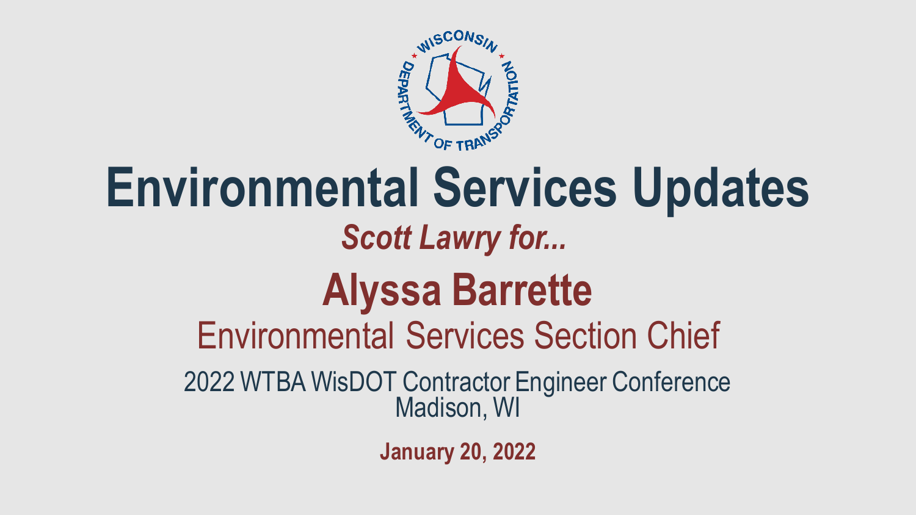# Environmental Services Updates

***Scott Lawry for...***

## Alyssa Barrette

Environmental Services Section Chief

2022 WTBA WisDOT Contractor Engineer Conference
Madison, WI

**January 20, 2022**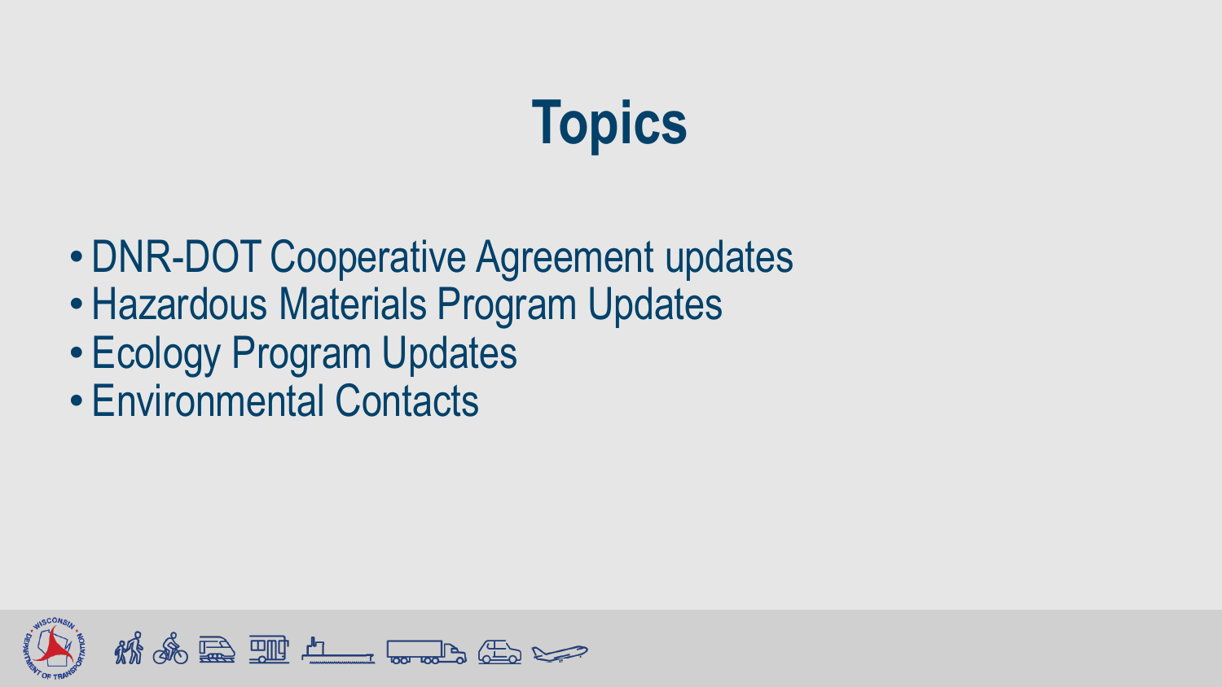# Topics

- DNR-DOT Cooperative Agreement updates
- Hazardous Materials Program Updates
- Ecology Program Updates
- Environmental Contacts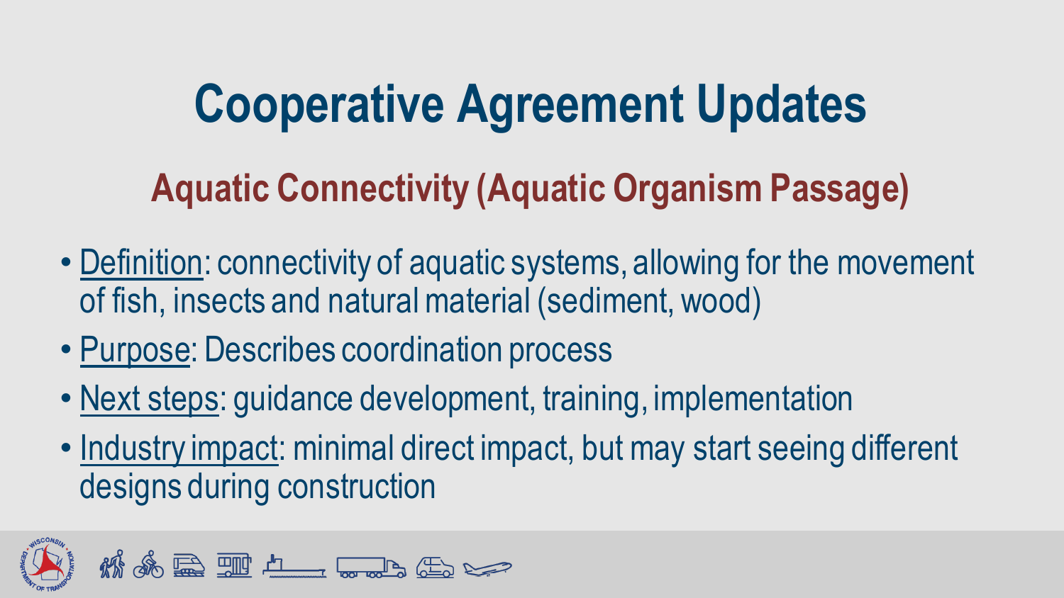# Cooperative Agreement Updates

## Aquatic Connectivity (Aquatic Organism Passage)

- Definition: connectivity of aquatic systems, allowing for the movement of fish, insects and natural material (sediment, wood)
- Purpose: Describes coordination process
- Next steps: guidance development, training, implementation
- Industry impact: minimal direct impact, but may start seeing different designs during construction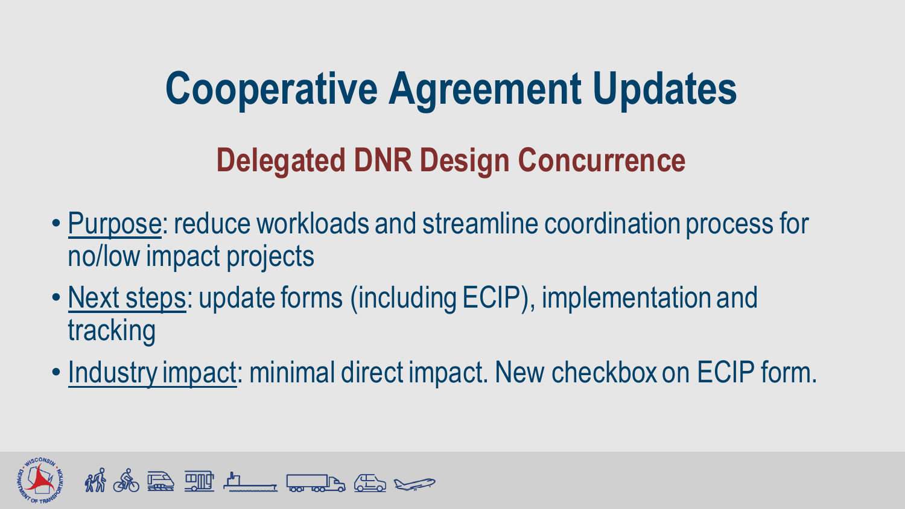# Cooperative Agreement Updates

## Delegated DNR Design Concurrence

- Purpose: reduce workloads and streamline coordination process for no/low impact projects
- Next steps: update forms (including ECIP), implementation and tracking
- Industry impact: minimal direct impact. New checkbox on ECIP form.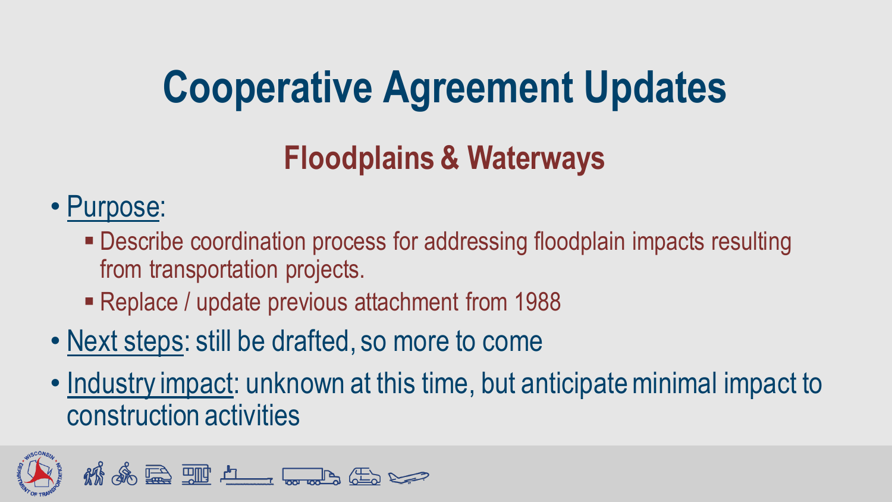# Cooperative Agreement Updates

## Floodplains & Waterways

- Purpose:
  - Describe coordination process for addressing floodplain impacts resulting from transportation projects.
  - Replace / update previous attachment from 1988
- Next steps: still be drafted, so more to come
- Industry impact: unknown at this time, but anticipate minimal impact to construction activities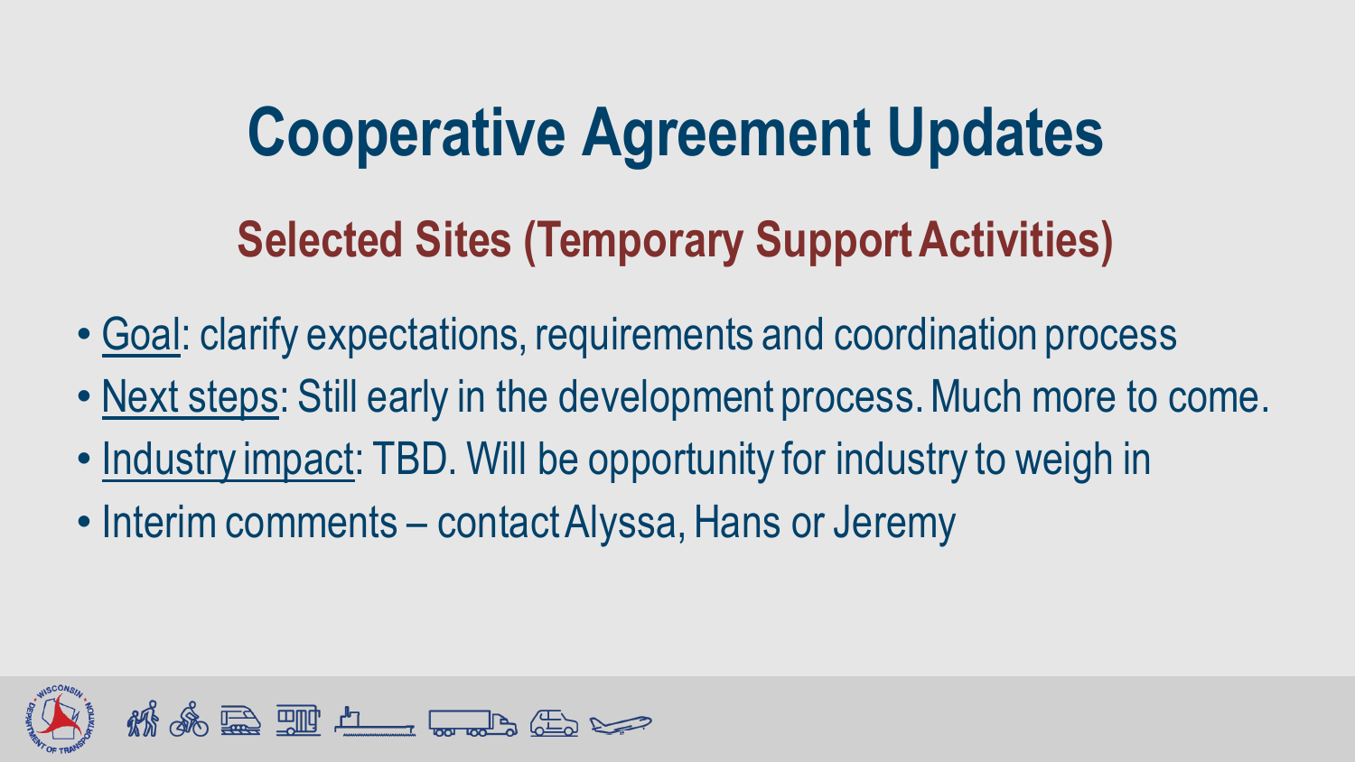# Cooperative Agreement Updates

## Selected Sites (Temporary Support Activities)

- Goal: clarify expectations, requirements and coordination process
- Next steps: Still early in the development process. Much more to come.
- Industry impact: TBD. Will be opportunity for industry to weigh in
- Interim comments – contact Alyssa, Hans or Jeremy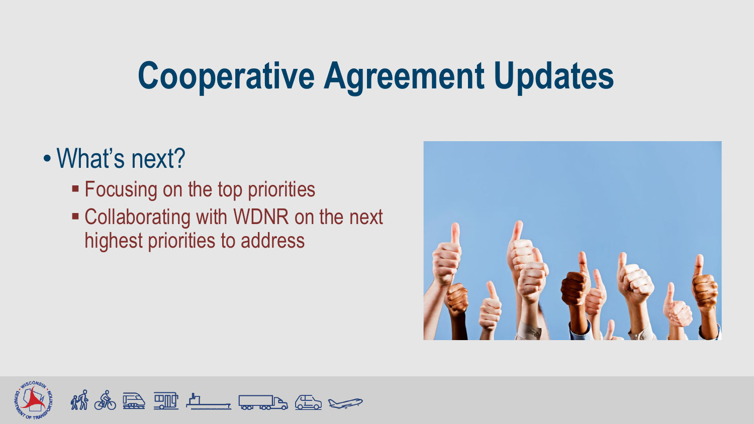# Cooperative Agreement Updates

- What's next?
  - Focusing on the top priorities
  - Collaborating with WDNR on the next highest priorities to address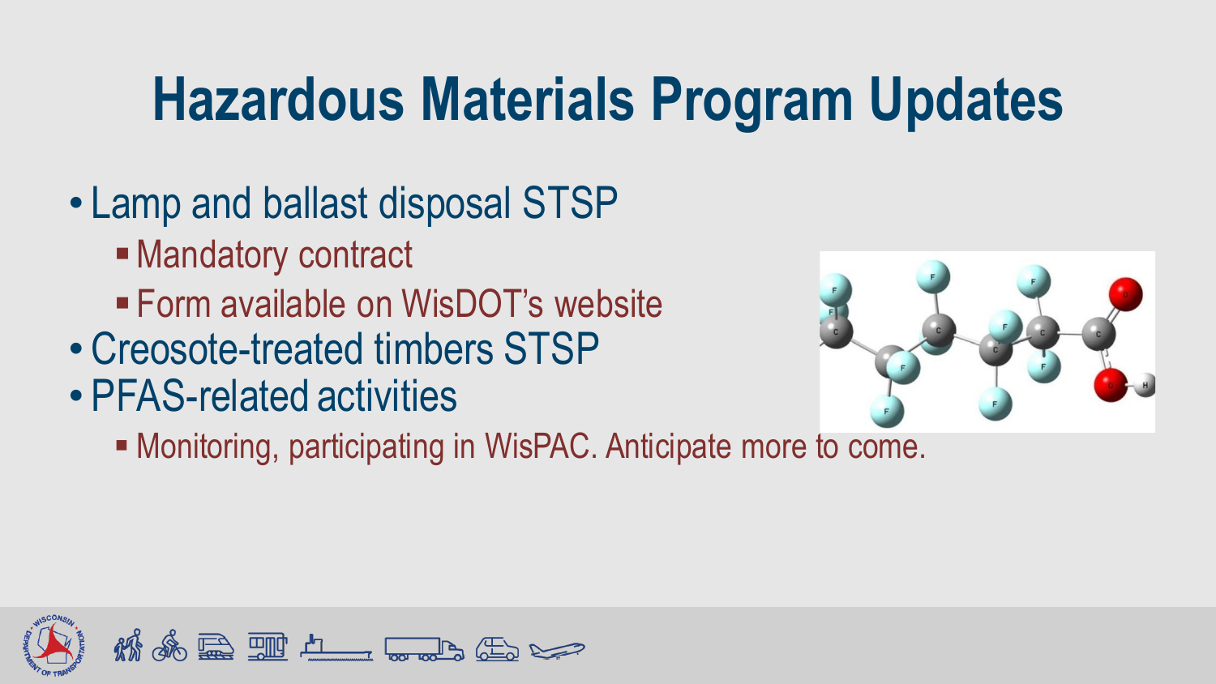# Hazardous Materials Program Updates

- Lamp and ballast disposal STSP
  - Mandatory contract
  - Form available on WisDOT's website
- Creosote-treated timbers STSP
- PFAS-related activities
  - Monitoring, participating in WisPAC. Anticipate more to come.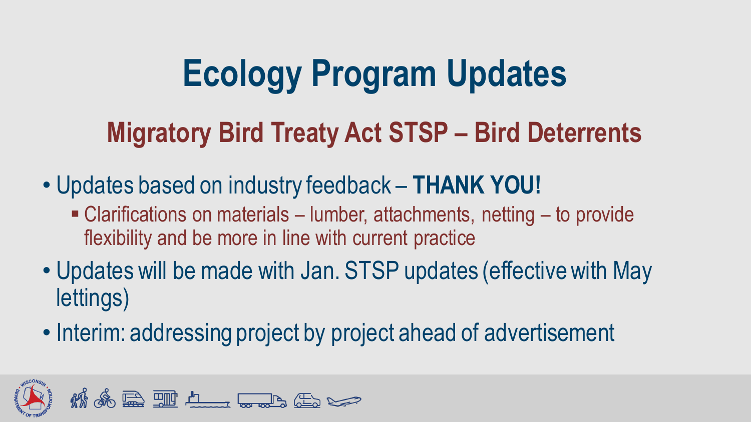# Ecology Program Updates

## Migratory Bird Treaty Act STSP – Bird Deterrents

- Updates based on industry feedback – **THANK YOU!**
  - Clarifications on materials – lumber, attachments, netting – to provide flexibility and be more in line with current practice
- Updates will be made with Jan. STSP updates (effective with May lettings)
- Interim: addressing project by project ahead of advertisement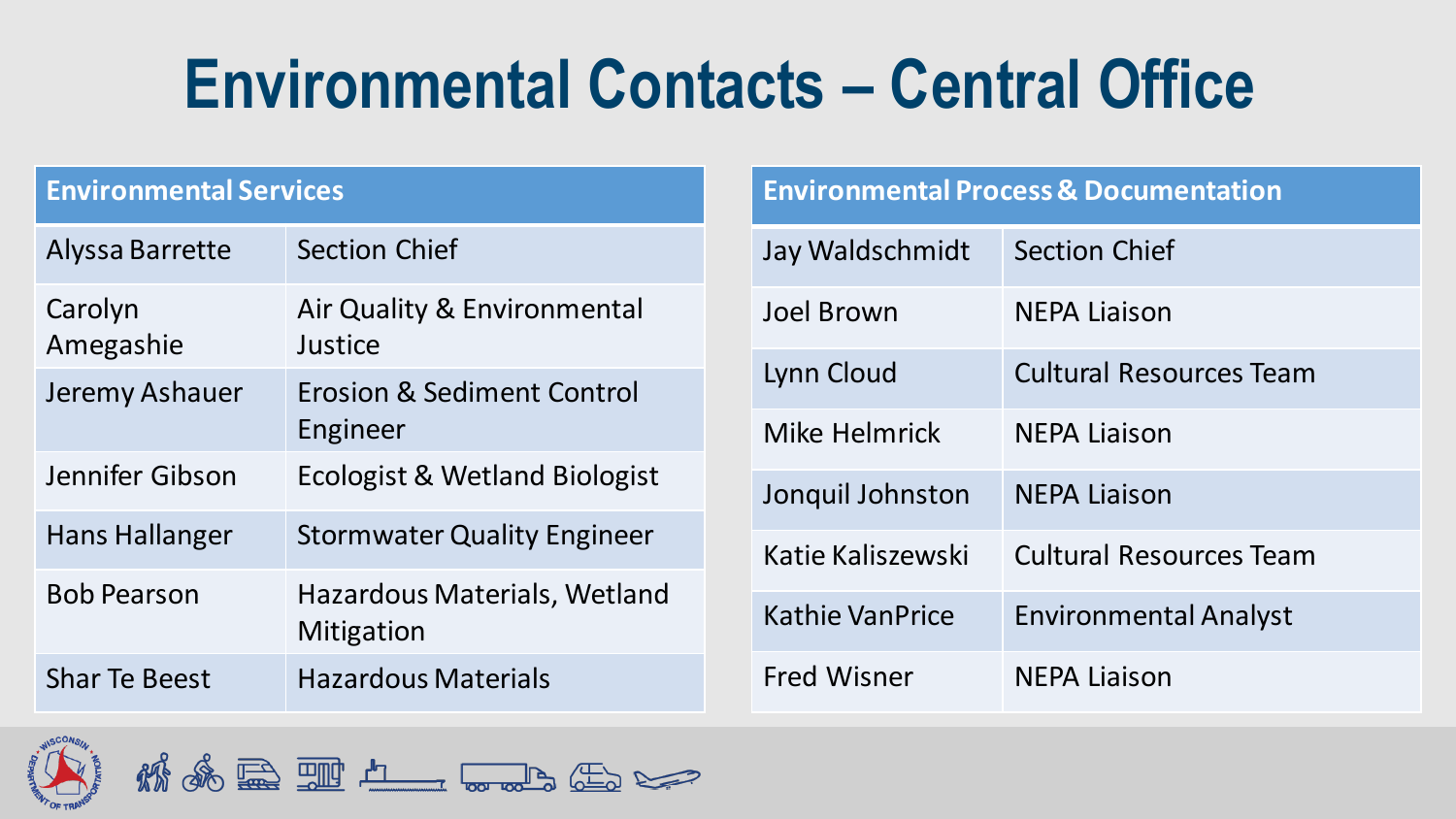# Environmental Contacts – Central Office

| Environmental Services | |
| --- | --- |
| Alyssa Barrette | Section Chief |
| Carolyn Amegashie | Air Quality & Environmental Justice |
| Jeremy Ashauer | Erosion & Sediment Control Engineer |
| Jennifer Gibson | Ecologist & Wetland Biologist |
| Hans Hallanger | Stormwater Quality Engineer |
| Bob Pearson | Hazardous Materials, Wetland Mitigation |
| Shar Te Beest | Hazardous Materials |

| Environmental Process & Documentation | |
| --- | --- |
| Jay Waldschmidt | Section Chief |
| Joel Brown | NEPA Liaison |
| Lynn Cloud | Cultural Resources Team |
| Mike Helmrick | NEPA Liaison |
| Jonquil Johnston | NEPA Liaison |
| Katie Kaliszewski | Cultural Resources Team |
| Kathie VanPrice | Environmental Analyst |
| Fred Wisner | NEPA Liaison |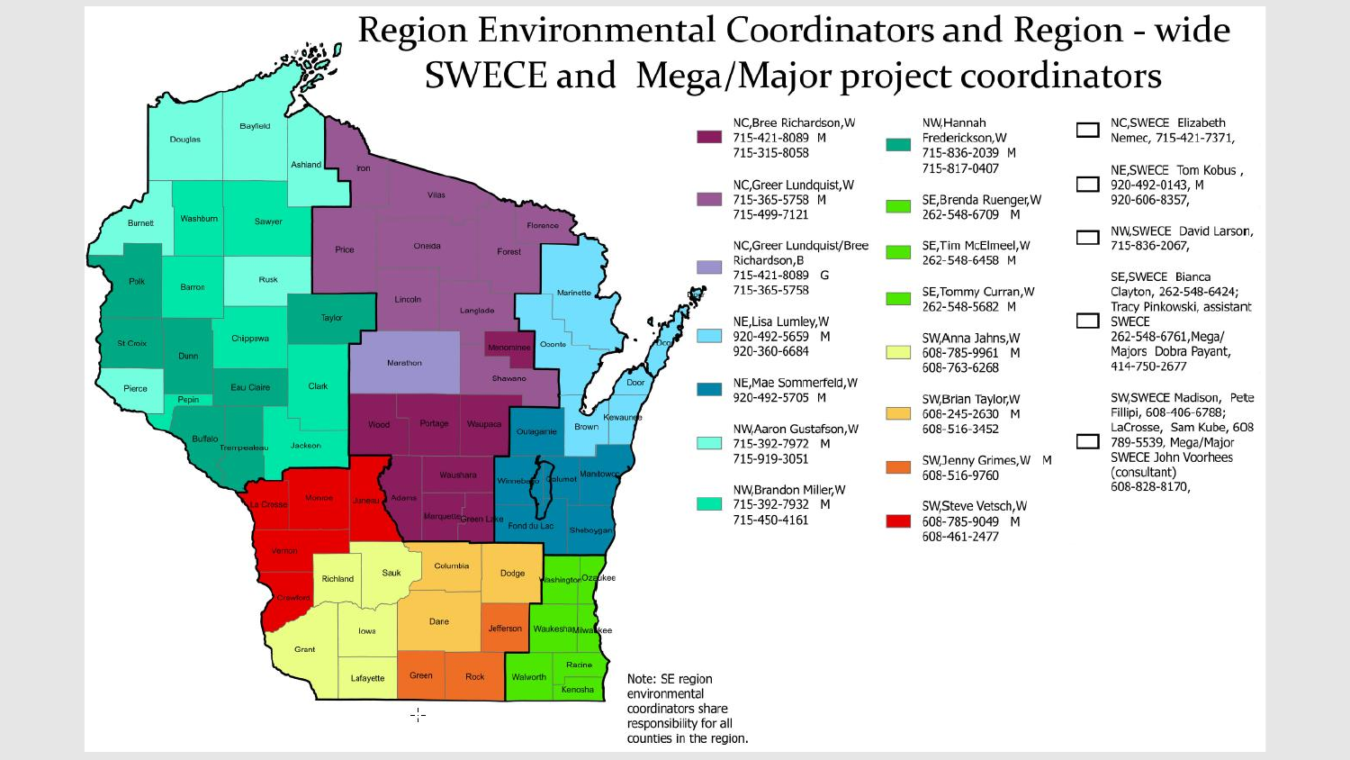# Region Environmental Coordinators and Region - wide SWECE and Mega/Major project coordinators

- NC,Bree Richardson,W 715-421-8089 M 715-315-8058
- NC,Greer Lundquist,W 715-365-5758 M 715-499-7121
- NC,Greer Lundquist/Bree Richardson,B 715-421-8089 G 715-365-5758
- NE,Lisa Lumley,W 920-492-5659 M 920-360-6684
- NE,Mae Sommerfeld,W 920-492-5705 M
- NW,Aaron Gustafson,W 715-392-7972 M 715-919-3051
- NW,Brandon Miller,W 715-392-7932 M 715-450-4161
- NW,Hannah Frederickson,W 715-836-2039 M 715-817-0407
- SE,Brenda Ruenger,W 262-548-6709 M
- SE,Tim McElmeel,W 262-548-6458 M
- SE,Tommy Curran,W 262-548-5682 M
- SW,Anna Jahns,W 608-785-9961 M 608-763-6268
- SW,Brian Taylor,W 608-245-2630 M 608-516-3452
- SW,Jenny Grimes,W M 608-516-9760
- SW,Steve Vetsch,W 608-785-9049 M 608-461-2477
- NC,SWECE Elizabeth Nemec, 715-421-7371,
- NE,SWECE Tom Kobus , 920-492-0143, M 920-606-8357,
- NW,SWECE David Larson, 715-836-2067,
- SE,SWECE Bianca Clayton, 262-548-6424; Tracy Pinkowski, assistant SWECE 262-548-6761,Mega/ Majors Dobra Payant, 414-750-2677
- SW,SWECE Madison, Pete Fillipi, 608-406-6788; LaCrosse, Sam Kube, 608 789-5539, Mega/Major SWECE John Voorhees (consultant) 608-828-8170,

Note: SE region environmental coordinators share responsibility for all counties in the region.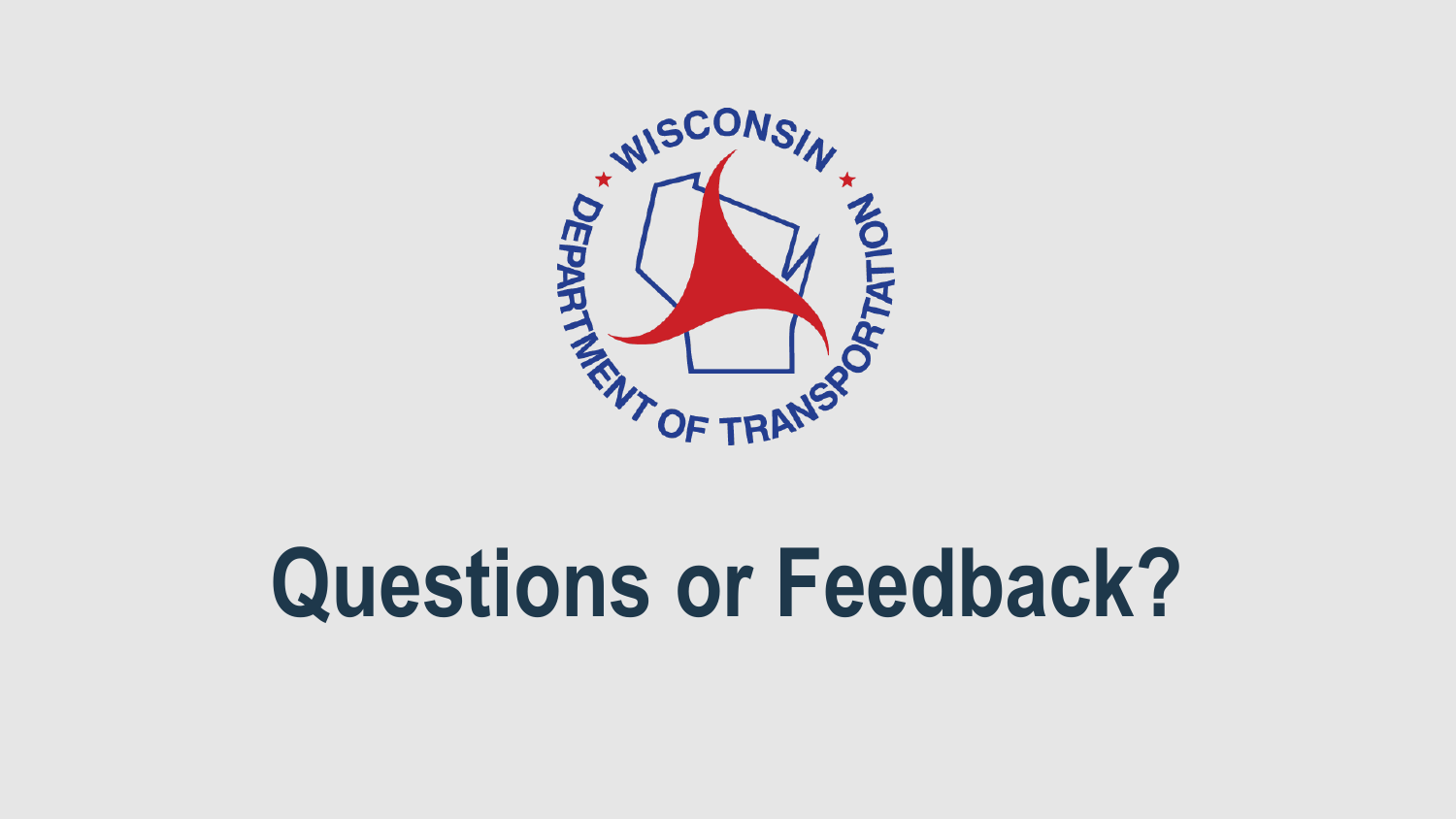# Questions or Feedback?